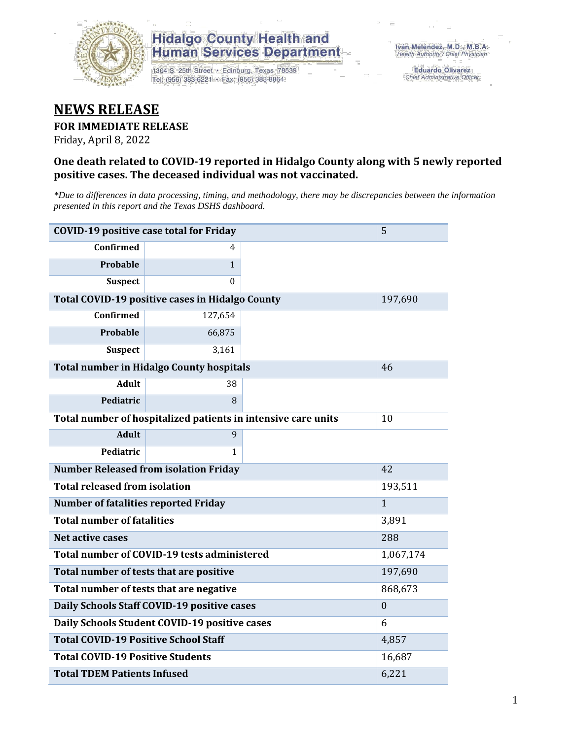Hidalgo County Health and Human Services Department

1304 S. 25th Street • Edinburg, Texas 78539
Tel: (956) 383-6221 • Fax: (956) 383-8864

Iván Meléndez, M.D., M.B.A.
*Health Authority / Chief Physician*

Eduardo Olivarez
*Chief Administrative Officer*

# NEWS RELEASE

**FOR IMMEDIATE RELEASE**

Friday, April 8, 2022

### One death related to COVID-19 reported in Hidalgo County along with 5 newly reported positive cases. The deceased individual was not vaccinated.

*\*Due to differences in data processing, timing, and methodology, there may be discrepancies between the information presented in this report and the Texas DSHS dashboard.*

| | | | |
|---|---|---|---|
| **COVID-19 positive case total for Friday** | | | 5 |
| **Confirmed** | 4 | | |
| **Probable** | 1 | | |
| **Suspect** | 0 | | |
| **Total COVID-19 positive cases in Hidalgo County** | | | 197,690 |
| **Confirmed** | 127,654 | | |
| **Probable** | 66,875 | | |
| **Suspect** | 3,161 | | |
| **Total number in Hidalgo County hospitals** | | | 46 |
| **Adult** | 38 | | |
| **Pediatric** | 8 | | |
| **Total number of hospitalized patients in intensive care units** | | | 10 |
| **Adult** | 9 | | |
| **Pediatric** | 1 | | |
| **Number Released from isolation Friday** | | | 42 |
| **Total released from isolation** | | | 193,511 |
| **Number of fatalities reported Friday** | | | 1 |
| **Total number of fatalities** | | | 3,891 |
| **Net active cases** | | | 288 |
| **Total number of COVID-19 tests administered** | | | 1,067,174 |
| **Total number of tests that are positive** | | | 197,690 |
| **Total number of tests that are negative** | | | 868,673 |
| **Daily Schools Staff COVID-19 positive cases** | | | 0 |
| **Daily Schools Student COVID-19 positive cases** | | | 6 |
| **Total COVID-19 Positive School Staff** | | | 4,857 |
| **Total COVID-19 Positive Students** | | | 16,687 |
| **Total TDEM Patients Infused** | | | 6,221 |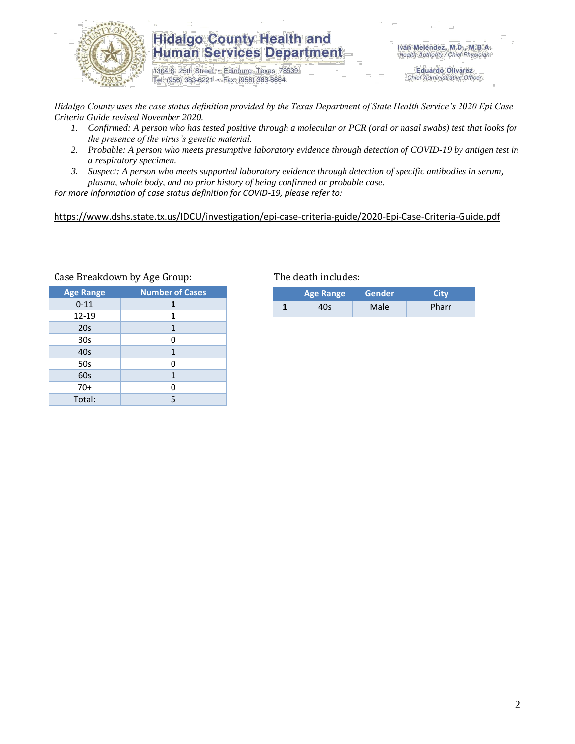**Hidalgo County Health and Human Services Department**

1304 S. 25th Street • Edinburg, Texas 78539
Tel: (956) 383-6221 • Fax: (956) 383-8864

Iván Meléndez, M.D., M.B.A.
*Health Authority / Chief Physician*

Eduardo Olivarez
*Chief Administrative Officer*

*Hidalgo County uses the case status definition provided by the Texas Department of State Health Service's 2020 Epi Case Criteria Guide revised November 2020.*

1. *Confirmed: A person who has tested positive through a molecular or PCR (oral or nasal swabs) test that looks for the presence of the virus's genetic material.*
2. *Probable: A person who meets presumptive laboratory evidence through detection of COVID-19 by antigen test in a respiratory specimen.*
3. *Suspect: A person who meets supported laboratory evidence through detection of specific antibodies in serum, plasma, whole body, and no prior history of being confirmed or probable case.*

*For more information of case status definition for COVID-19, please refer to:*

https://www.dshs.state.tx.us/IDCU/investigation/epi-case-criteria-guide/2020-Epi-Case-Criteria-Guide.pdf

Case Breakdown by Age Group:

| Age Range | Number of Cases |
|---|---|
| 0-11 | **1** |
| 12-19 | **1** |
| 20s | 1 |
| 30s | 0 |
| 40s | 1 |
| 50s | 0 |
| 60s | 1 |
| 70+ | 0 |
| Total: | 5 |

The death includes:

| | Age Range | Gender | City |
|---|---|---|---|
| **1** | 40s | Male | Pharr |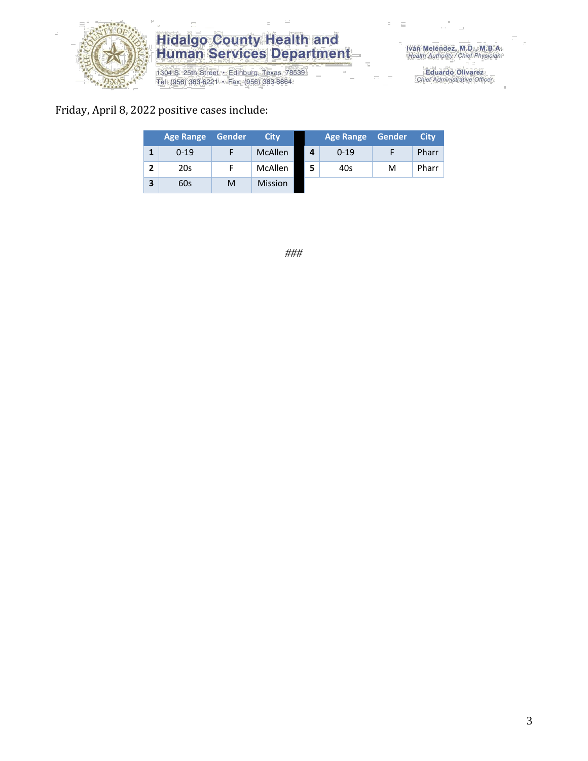Friday, April 8, 2022 positive cases include:

| | Age Range | Gender | City |
|---|---|---|---|
| 1 | 0-19 | F | McAllen |
| 2 | 20s | F | McAllen |
| 3 | 60s | M | Mission |
| 4 | 0-19 | F | Pharr |
| 5 | 40s | M | Pharr |

###